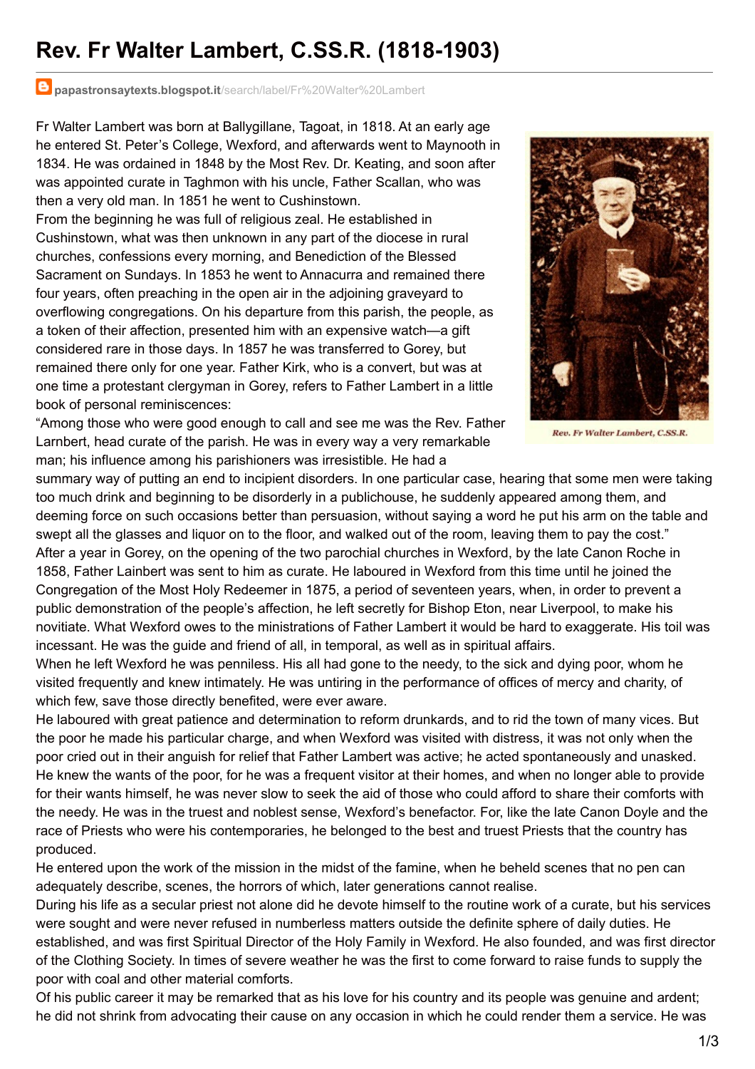# Rev. Fr Walter Lambert, C.SS.R. (1818-1903)

papastronsaytexts.blogspot.it/search/label/Fr%20Walter%20Lambert

Fr Walter Lambert was born at Ballygillane, Tagoat, in 1818. At an early age he entered St. Peter's College, Wexford, and afterwards went to Maynooth in 1834. He was ordained in 1848 by the Most Rev. Dr. Keating, and soon after was appointed curate in Taghmon with his uncle, Father Scallan, who was then a very old man. In 1851 he went to Cushinstown.

From the beginning he was full of religious zeal. He established in Cushinstown, what was then unknown in any part of the diocese in rural churches, confessions every morning, and Benediction of the Blessed Sacrament on Sundays. In 1853 he went to Annacurra and remained there four years, often preaching in the open air in the adjoining graveyard to overflowing congregations. On his departure from this parish, the people, as a token of their affection, presented him with an expensive watch—a gift considered rare in those days. In 1857 he was transferred to Gorey, but remained there only for one year. Father Kirk, who is a convert, but was at one time a protestant clergyman in Gorey, refers to Father Lambert in a little book of personal reminiscences:

Rev. Fr Walter Lambert, C.SS.R.

"Among those who were good enough to call and see me was the Rev. Father Larnbert, head curate of the parish. He was in every way a very remarkable man; his influence among his parishioners was irresistible. He had a summary way of putting an end to incipient disorders. In one particular case, hearing that some men were taking too much drink and beginning to be disorderly in a publichouse, he suddenly appeared among them, and deeming force on such occasions better than persuasion, without saying a word he put his arm on the table and swept all the glasses and liquor on to the floor, and walked out of the room, leaving them to pay the cost."

After a year in Gorey, on the opening of the two parochial churches in Wexford, by the late Canon Roche in 1858, Father Lainbert was sent to him as curate. He laboured in Wexford from this time until he joined the Congregation of the Most Holy Redeemer in 1875, a period of seventeen years, when, in order to prevent a public demonstration of the people's affection, he left secretly for Bishop Eton, near Liverpool, to make his novitiate. What Wexford owes to the ministrations of Father Lambert it would be hard to exaggerate. His toil was incessant. He was the guide and friend of all, in temporal, as well as in spiritual affairs.

When he left Wexford he was penniless. His all had gone to the needy, to the sick and dying poor, whom he visited frequently and knew intimately. He was untiring in the performance of offices of mercy and charity, of which few, save those directly benefited, were ever aware.

He laboured with great patience and determination to reform drunkards, and to rid the town of many vices. But the poor he made his particular charge, and when Wexford was visited with distress, it was not only when the poor cried out in their anguish for relief that Father Lambert was active; he acted spontaneously and unasked. He knew the wants of the poor, for he was a frequent visitor at their homes, and when no longer able to provide for their wants himself, he was never slow to seek the aid of those who could afford to share their comforts with the needy. He was in the truest and noblest sense, Wexford's benefactor. For, like the late Canon Doyle and the race of Priests who were his contemporaries, he belonged to the best and truest Priests that the country has produced.

He entered upon the work of the mission in the midst of the famine, when he beheld scenes that no pen can adequately describe, scenes, the horrors of which, later generations cannot realise.

During his life as a secular priest not alone did he devote himself to the routine work of a curate, but his services were sought and were never refused in numberless matters outside the definite sphere of daily duties. He established, and was first Spiritual Director of the Holy Family in Wexford. He also founded, and was first director of the Clothing Society. In times of severe weather he was the first to come forward to raise funds to supply the poor with coal and other material comforts.

Of his public career it may be remarked that as his love for his country and its people was genuine and ardent; he did not shrink from advocating their cause on any occasion in which he could render them a service. He was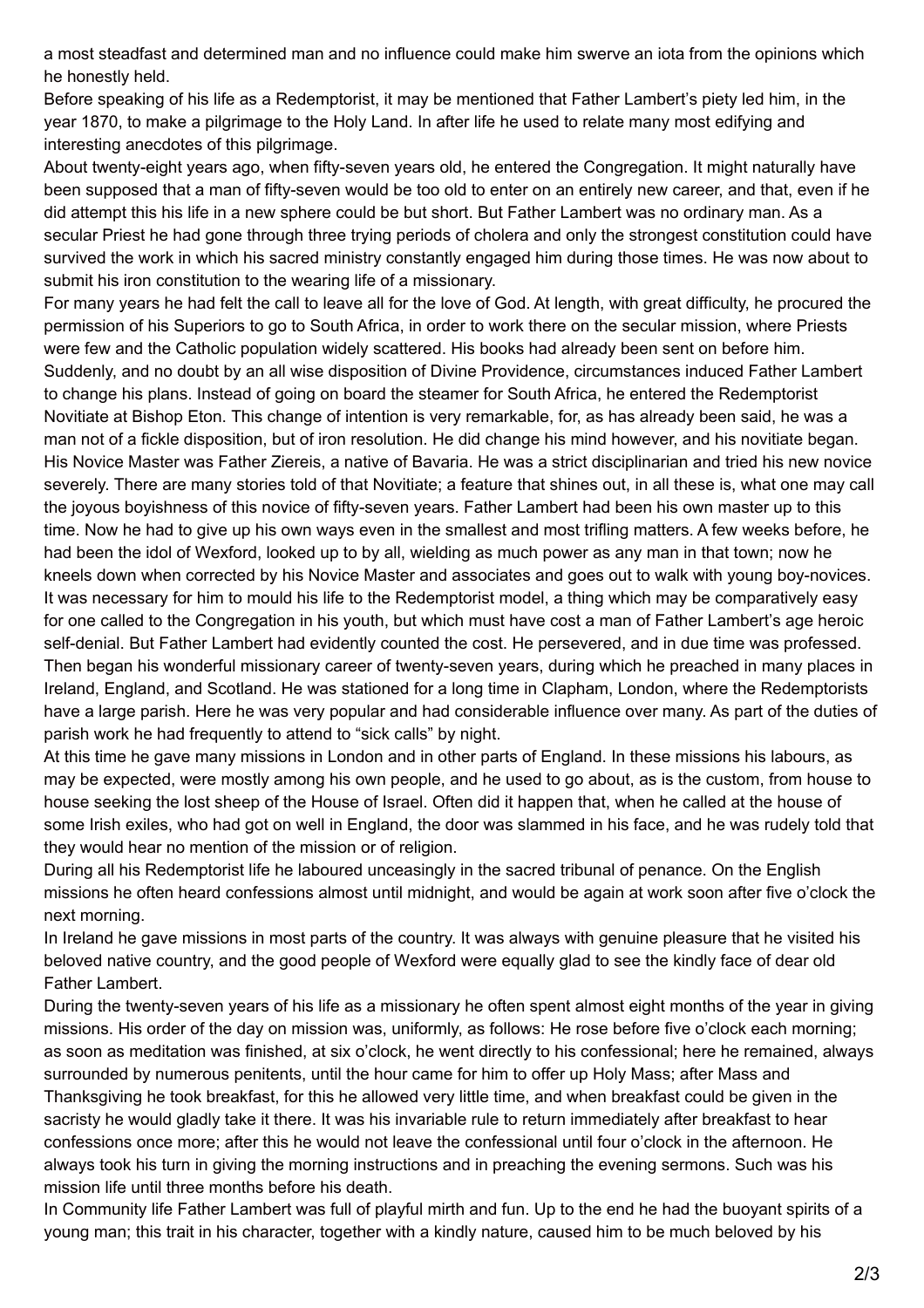a most steadfast and determined man and no influence could make him swerve an iota from the opinions which he honestly held.

Before speaking of his life as a Redemptorist, it may be mentioned that Father Lambert's piety led him, in the year 1870, to make a pilgrimage to the Holy Land. In after life he used to relate many most edifying and interesting anecdotes of this pilgrimage.

About twenty-eight years ago, when fifty-seven years old, he entered the Congregation. It might naturally have been supposed that a man of fifty-seven would be too old to enter on an entirely new career, and that, even if he did attempt this his life in a new sphere could be but short. But Father Lambert was no ordinary man. As a secular Priest he had gone through three trying periods of cholera and only the strongest constitution could have survived the work in which his sacred ministry constantly engaged him during those times. He was now about to submit his iron constitution to the wearing life of a missionary.

For many years he had felt the call to leave all for the love of God. At length, with great difficulty, he procured the permission of his Superiors to go to South Africa, in order to work there on the secular mission, where Priests were few and the Catholic population widely scattered. His books had already been sent on before him. Suddenly, and no doubt by an all wise disposition of Divine Providence, circumstances induced Father Lambert to change his plans. Instead of going on board the steamer for South Africa, he entered the Redemptorist Novitiate at Bishop Eton. This change of intention is very remarkable, for, as has already been said, he was a man not of a fickle disposition, but of iron resolution. He did change his mind however, and his novitiate began. His Novice Master was Father Ziereis, a native of Bavaria. He was a strict disciplinarian and tried his new novice severely. There are many stories told of that Novitiate; a feature that shines out, in all these is, what one may call the joyous boyishness of this novice of fifty-seven years. Father Lambert had been his own master up to this time. Now he had to give up his own ways even in the smallest and most trifling matters. A few weeks before, he had been the idol of Wexford, looked up to by all, wielding as much power as any man in that town; now he kneels down when corrected by his Novice Master and associates and goes out to walk with young boy-novices. It was necessary for him to mould his life to the Redemptorist model, a thing which may be comparatively easy for one called to the Congregation in his youth, but which must have cost a man of Father Lambert's age heroic self-denial. But Father Lambert had evidently counted the cost. He persevered, and in due time was professed. Then began his wonderful missionary career of twenty-seven years, during which he preached in many places in Ireland, England, and Scotland. He was stationed for a long time in Clapham, London, where the Redemptorists have a large parish. Here he was very popular and had considerable influence over many. As part of the duties of parish work he had frequently to attend to "sick calls" by night.

At this time he gave many missions in London and in other parts of England. In these missions his labours, as may be expected, were mostly among his own people, and he used to go about, as is the custom, from house to house seeking the lost sheep of the House of Israel. Often did it happen that, when he called at the house of some Irish exiles, who had got on well in England, the door was slammed in his face, and he was rudely told that they would hear no mention of the mission or of religion.

During all his Redemptorist life he laboured unceasingly in the sacred tribunal of penance. On the English missions he often heard confessions almost until midnight, and would be again at work soon after five o'clock the next morning.

In Ireland he gave missions in most parts of the country. It was always with genuine pleasure that he visited his beloved native country, and the good people of Wexford were equally glad to see the kindly face of dear old Father Lambert.

During the twenty-seven years of his life as a missionary he often spent almost eight months of the year in giving missions. His order of the day on mission was, uniformly, as follows: He rose before five o'clock each morning; as soon as meditation was finished, at six o'clock, he went directly to his confessional; here he remained, always surrounded by numerous penitents, until the hour came for him to offer up Holy Mass; after Mass and Thanksgiving he took breakfast, for this he allowed very little time, and when breakfast could be given in the sacristy he would gladly take it there. It was his invariable rule to return immediately after breakfast to hear confessions once more; after this he would not leave the confessional until four o'clock in the afternoon. He always took his turn in giving the morning instructions and in preaching the evening sermons. Such was his mission life until three months before his death.

In Community life Father Lambert was full of playful mirth and fun. Up to the end he had the buoyant spirits of a young man; this trait in his character, together with a kindly nature, caused him to be much beloved by his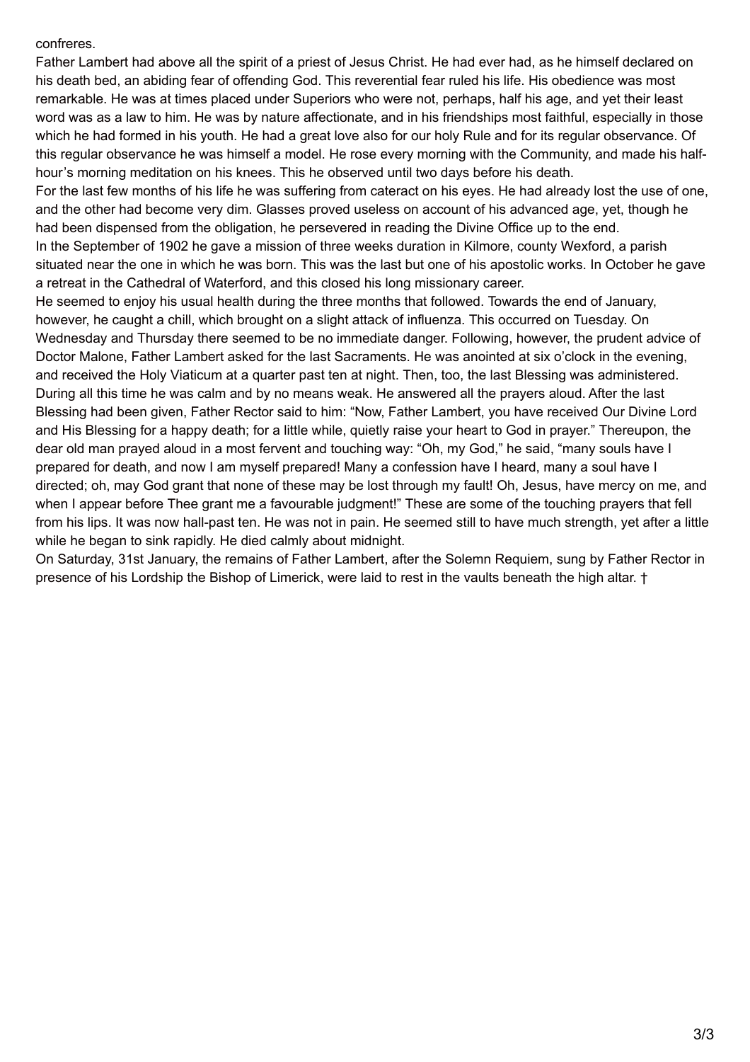confreres.

Father Lambert had above all the spirit of a priest of Jesus Christ. He had ever had, as he himself declared on his death bed, an abiding fear of offending God. This reverential fear ruled his life. His obedience was most remarkable. He was at times placed under Superiors who were not, perhaps, half his age, and yet their least word was as a law to him. He was by nature affectionate, and in his friendships most faithful, especially in those which he had formed in his youth. He had a great love also for our holy Rule and for its regular observance. Of this regular observance he was himself a model. He rose every morning with the Community, and made his half-hour's morning meditation on his knees. This he observed until two days before his death.

For the last few months of his life he was suffering from cateract on his eyes. He had already lost the use of one, and the other had become very dim. Glasses proved useless on account of his advanced age, yet, though he had been dispensed from the obligation, he persevered in reading the Divine Office up to the end.

In the September of 1902 he gave a mission of three weeks duration in Kilmore, county Wexford, a parish situated near the one in which he was born. This was the last but one of his apostolic works. In October he gave a retreat in the Cathedral of Waterford, and this closed his long missionary career.

He seemed to enjoy his usual health during the three months that followed. Towards the end of January, however, he caught a chill, which brought on a slight attack of influenza. This occurred on Tuesday. On Wednesday and Thursday there seemed to be no immediate danger. Following, however, the prudent advice of Doctor Malone, Father Lambert asked for the last Sacraments. He was anointed at six o'clock in the evening, and received the Holy Viaticum at a quarter past ten at night. Then, too, the last Blessing was administered. During all this time he was calm and by no means weak. He answered all the prayers aloud. After the last Blessing had been given, Father Rector said to him: "Now, Father Lambert, you have received Our Divine Lord and His Blessing for a happy death; for a little while, quietly raise your heart to God in prayer." Thereupon, the dear old man prayed aloud in a most fervent and touching way: "Oh, my God," he said, "many souls have I prepared for death, and now I am myself prepared! Many a confession have I heard, many a soul have I directed; oh, may God grant that none of these may be lost through my fault! Oh, Jesus, have mercy on me, and when I appear before Thee grant me a favourable judgment!" These are some of the touching prayers that fell from his lips. It was now hall-past ten. He was not in pain. He seemed still to have much strength, yet after a little while he began to sink rapidly. He died calmly about midnight.

On Saturday, 31st January, the remains of Father Lambert, after the Solemn Requiem, sung by Father Rector in presence of his Lordship the Bishop of Limerick, were laid to rest in the vaults beneath the high altar. †